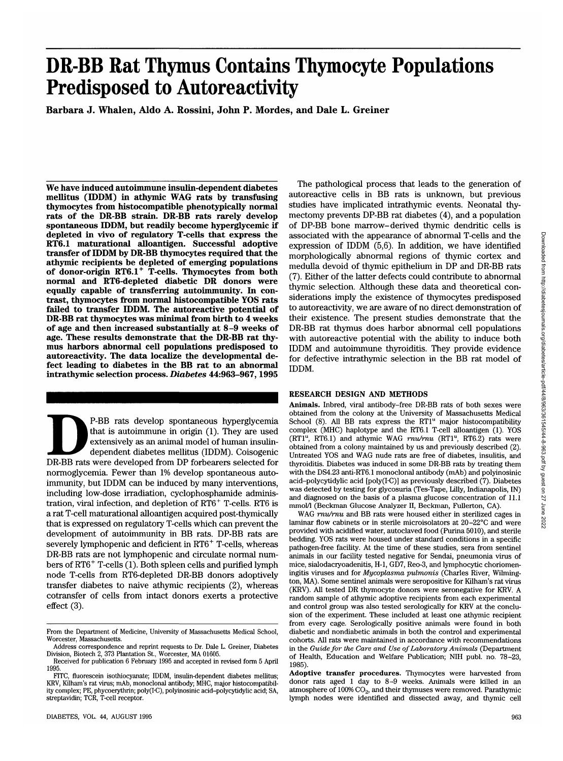# DR-BB Rat Thymus Contains Thymocyte Populations Predisposed to Autoreactivity

**Barbara J. Whalen, Aldo A. Rossini, John P. Mordes, and Dale L. Greiner**

**We have induced autoimmune insulin-dependent diabetes mellitus (IDDM) in athymic WAG rats by transfusing thymocytes from histocompatible phenotypically normal rats of the DR-BB strain. DR-BB rats rarely develop spontaneous IDDM, but readily become hyperglycemic if depleted in vivo of regulatory T-cells that express the RT6.1 maturational alloantigen. Successful adoptive transfer of IDDM by DR-BB thymocytes required that the athymic recipients be depleted of emerging populations of donor-origin RT6.1$^+$ T-cells. Thymocytes from both normal and RT6-depleted diabetic DR donors were equally capable of transferring autoimmunity. In contrast, thymocytes from normal histocompatible YOS rats failed to transfer IDDM. The autoreactive potential of DR-BB rat thymocytes was minimal from birth to 4 weeks of age and then increased substantially at 8–9 weeks of age. These results demonstrate that the DR-BB rat thymus harbors abnormal cell populations predisposed to autoreactivity. The data localize the developmental defect leading to diabetes in the BB rat to an abnormal intrathymic selection process.** *Diabetes* **44:963–967, 1995**

DP-BB rats develop spontaneous hyperglycemia that is autoimmune in origin (1). They are used extensively as an animal model of human insulin-dependent diabetes mellitus (IDDM). Coisogenic DR-BB rats were developed from DP forbearers selected for normoglycemia. Fewer than 1% develop spontaneous autoimmunity, but IDDM can be induced by many interventions, including low-dose irradiation, cyclophosphamide administration, viral infection, and depletion of RT6$^+$ T-cells. RT6 is a rat T-cell maturational alloantigen acquired post-thymically that is expressed on regulatory T-cells which can prevent the development of autoimmunity in BB rats. DP-BB rats are severely lymphopenic and deficient in RT6$^+$ T-cells, whereas DR-BB rats are not lymphopenic and circulate normal numbers of RT6$^+$ T-cells (1). Both spleen cells and purified lymph node T-cells from RT6-depleted DR-BB donors adoptively transfer diabetes to naive athymic recipients (2), whereas cotransfer of cells from intact donors exerts a protective effect (3).

From the Department of Medicine, University of Massachusetts Medical School, Worcester, Massachusetts.

Address correspondence and reprint requests to Dr. Dale L. Greiner, Diabetes Division, Biotech 2, 373 Plantation St., Worcester, MA 01605.

Received for publication 6 February 1995 and accepted in revised form 5 April 1995.

FITC, fluorescein isothiocyanate; IDDM, insulin-dependent diabetes mellitus; KRV, Kilham's rat virus; mAb, monoclonal antibody; MHC, major histocompatibility complex; PE, phycoerythrin; poly(I-C), polyinosinic acid–polycytidylic acid; SA, streptavidin; TCR, T-cell receptor.

The pathological process that leads to the generation of autoreactive cells in BB rats is unknown, but previous studies have implicated intrathymic events. Neonatal thymectomy prevents DP-BB rat diabetes (4), and a population of DP-BB bone marrow–derived thymic dendritic cells is associated with the appearance of abnormal T-cells and the expression of IDDM (5,6). In addition, we have identified morphologically abnormal regions of thymic cortex and medulla devoid of thymic epithelium in DP and DR-BB rats (7). Either of the latter defects could contribute to abnormal thymic selection. Although these data and theoretical considerations imply the existence of thymocytes predisposed to autoreactivity, we are aware of no direct demonstration of their existence. The present studies demonstrate that the DR-BB rat thymus does harbor abnormal cell populations with autoreactive potential with the ability to induce both IDDM and autoimmune thyroiditis. They provide evidence for defective intrathymic selection in the BB rat model of IDDM.

## RESEARCH DESIGN AND METHODS

**Animals.** Inbred, viral antibody–free DR-BB rats of both sexes were obtained from the colony at the University of Massachusetts Medical School (8). All BB rats express the RT1$^u$ major histocompatibility complex (MHC) haplotype and the RT6.1 T-cell alloantigen (1). YOS (RT1$^u$, RT6.1) and athymic WAG *rnu/rnu* (RT1$^u$, RT6.2) rats were obtained from a colony maintained by us and previously described (2). Untreated YOS and WAG nude rats are free of diabetes, insulitis, and thyroiditis. Diabetes was induced in some DR-BB rats by treating them with the DS4.23 anti-RT6.1 monoclonal antibody (mAb) and polyinosinic acid–polycytidylic acid [poly(I-C)] as previously described (7). Diabetes was detected by testing for glycosuria (Tes-Tape, Lilly, Indianapolis, IN) and diagnosed on the basis of a plasma glucose concentration of 11.1 mmol/l (Beckman Glucose Analyzer II, Beckman, Fullerton, CA).

WAG *rnu/rnu* and BB rats were housed either in sterilized cages in laminar flow cabinets or in sterile microisolators at 20–22°C and were provided with acidified water, autoclaved food (Purina 5010), and sterile bedding. YOS rats were housed under standard conditions in a specific pathogen-free facility. At the time of these studies, sera from sentinel animals in our facility tested negative for Sendai, pneumonia virus of mice, sialodacryoadenitis, H-1, GD7, Reo-3, and lymphocytic choriomeningitis viruses and for *Mycoplasma pulmonis* (Charles River, Wilmington, MA). Some sentinel animals were seropositive for Kilham's rat virus (KRV). All tested DR thymocyte donors were seronegative for KRV. A random sample of athymic adoptive recipients from each experimental and control group was also tested serologically for KRV at the conclusion of the experiment. These included at least one athymic recipient from every cage. Serologically positive animals were found in both diabetic and nondiabetic animals in both the control and experimental cohorts. All rats were maintained in accordance with recommendations in the *Guide for the Care and Use of Laboratory Animals* (Department of Health, Education and Welfare Publication; NIH publ. no. 78–23, 1985).

**Adoptive transfer procedures.** Thymocytes were harvested from donor rats aged 1 day to 8–9 weeks. Animals were killed in an atmosphere of 100% $CO_2$, and their thymuses were removed. Parathymic lymph nodes were identified and dissected away, and thymic cell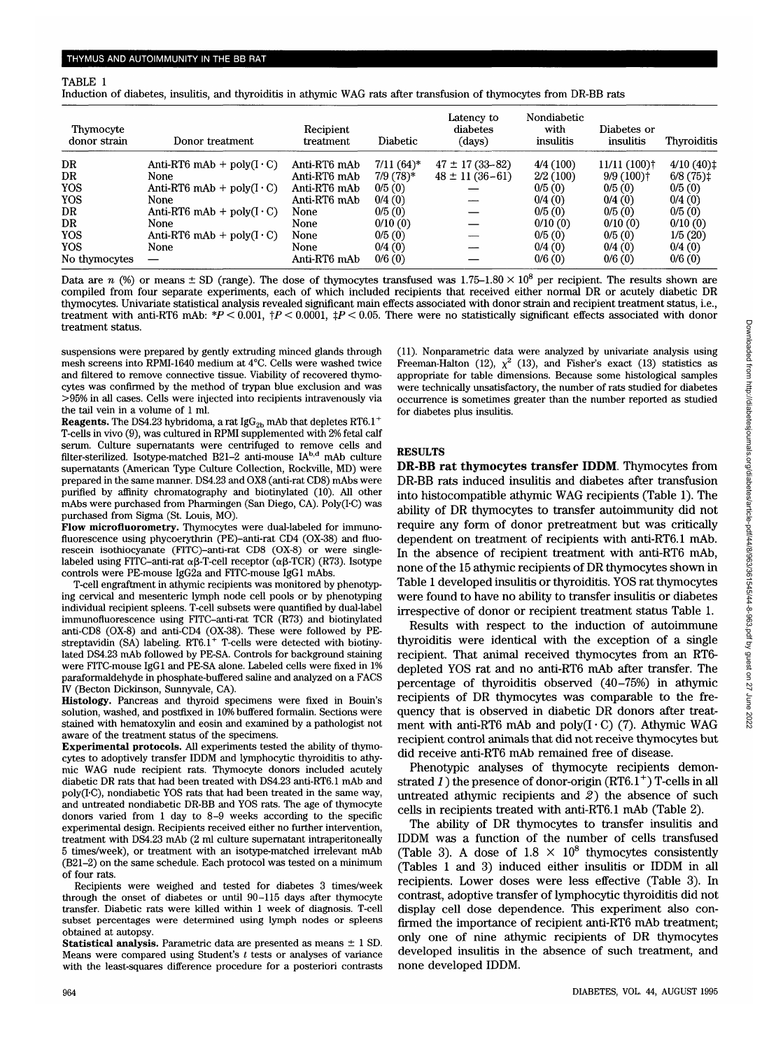TABLE 1

Induction of diabetes, insulitis, and thyroiditis in athymic WAG rats after transfusion of thymocytes from DR-BB rats

| Thymocyte donor strain | Donor treatment | Recipient treatment | Diabetic | Latency to diabetes (days) | Nondiabetic with insulitis | Diabetes or insulitis | Thyroiditis |
|---|---|---|---|---|---|---|---|
| DR | Anti-RT6 mAb + poly(I · C) | Anti-RT6 mAb | 7/11 (64)* | 47 ± 17 (33–82) | 4/4 (100) | 11/11 (100)† | 4/10 (40)‡ |
| DR | None | Anti-RT6 mAb | 7/9 (78)* | 48 ± 11 (36–61) | 2/2 (100) | 9/9 (100)† | 6/8 (75)‡ |
| YOS | Anti-RT6 mAb + poly(I · C) | Anti-RT6 mAb | 0/5 (0) | — | 0/5 (0) | 0/5 (0) | 0/5 (0) |
| YOS | None | Anti-RT6 mAb | 0/4 (0) | — | 0/4 (0) | 0/4 (0) | 0/4 (0) |
| DR | Anti-RT6 mAb + poly(I · C) | None | 0/5 (0) | — | 0/5 (0) | 0/5 (0) | 0/5 (0) |
| DR | None | None | 0/10 (0) | — | 0/10 (0) | 0/10 (0) | 0/10 (0) |
| YOS | Anti-RT6 mAb + poly(I · C) | None | 0/5 (0) | — | 0/5 (0) | 0/5 (0) | 1/5 (20) |
| YOS | None | None | 0/4 (0) | — | 0/4 (0) | 0/4 (0) | 0/4 (0) |
| No thymocytes | — | Anti-RT6 mAb | 0/6 (0) | — | 0/6 (0) | 0/6 (0) | 0/6 (0) |

Data are $n$ (%) or means ± SD (range). The dose of thymocytes transfused was $1.75–1.80 \times 10^8$ per recipient. The results shown are compiled from four separate experiments, each of which included recipients that received either normal DR or acutely diabetic DR thymocytes. Univariate statistical analysis revealed significant main effects associated with donor strain and recipient treatment status, i.e., treatment with anti-RT6 mAb: \*$P < 0.001$, †$P < 0.0001$, ‡$P < 0.05$. There were no statistically significant effects associated with donor treatment status.

suspensions were prepared by gently extruding minced glands through mesh screens into RPMI-1640 medium at 4°C. Cells were washed twice and filtered to remove connective tissue. Viability of recovered thymocytes was confirmed by the method of trypan blue exclusion and was >95% in all cases. Cells were injected into recipients intravenously via the tail vein in a volume of 1 ml.

**Reagents.** The DS4.23 hybridoma, a rat $IgG_{2b}$ mAb that depletes $RT6.1^+$ T-cells in vivo (9), was cultured in RPMI supplemented with 2% fetal calf serum. Culture supernatants were centrifuged to remove cells and filter-sterilized. Isotype-matched B21-2 anti-mouse $IA^{b,d}$ mAb culture supernatants (American Type Culture Collection, Rockville, MD) were prepared in the same manner. DS4.23 and OX8 (anti-rat CD8) mAbs were purified by affinity chromatography and biotinylated (10). All other mAbs were purchased from Pharmingen (San Diego, CA). Poly(I·C) was purchased from Sigma (St. Louis, MO).

**Flow microfluorometry.** Thymocytes were dual-labeled for immunofluorescence using phycoerythrin (PE)–anti-rat CD4 (OX-38) and fluorescein isothiocyanate (FITC)–anti-rat CD8 (OX-8) or were single-labeled using FITC–anti-rat αβ-T-cell receptor (αβ-TCR) (R73). Isotype controls were PE-mouse IgG2a and FITC-mouse IgG1 mAbs.

T-cell engraftment in athymic recipients was monitored by phenotyping cervical and mesenteric lymph node cell pools or by phenotyping individual recipient spleens. T-cell subsets were quantified by dual-label immunofluorescence using FITC–anti-rat TCR (R73) and biotinylated anti-CD8 (OX-8) and anti-CD4 (OX-38). These were followed by PE-streptavidin (SA) labeling. $RT6.1^+$ T-cells were detected with biotinylated DS4.23 mAb followed by PE-SA. Controls for background staining were FITC-mouse IgG1 and PE-SA alone. Labeled cells were fixed in 1% paraformaldehyde in phosphate-buffered saline and analyzed on a FACS IV (Becton Dickinson, Sunnyvale, CA).

**Histology.** Pancreas and thyroid specimens were fixed in Bouin's solution, washed, and postfixed in 10% buffered formalin. Sections were stained with hematoxylin and eosin and examined by a pathologist not aware of the treatment status of the specimens.

**Experimental protocols.** All experiments tested the ability of thymocytes to adoptively transfer IDDM and lymphocytic thyroiditis to athymic WAG nude recipient rats. Thymocyte donors included acutely diabetic DR rats that had been treated with DS4.23 anti-RT6.1 mAb and poly(I·C), nondiabetic YOS rats that had been treated in the same way, and untreated nondiabetic DR-BB and YOS rats. The age of thymocyte donors varied from 1 day to 8–9 weeks according to the specific experimental design. Recipients received either no further intervention, treatment with DS4.23 mAb (2 ml culture supernatant intraperitoneally 5 times/week), or treatment with an isotype-matched irrelevant mAb (B21-2) on the same schedule. Each protocol was tested on a minimum of four rats.

Recipients were weighed and tested for diabetes 3 times/week through the onset of diabetes or until 90–115 days after thymocyte transfer. Diabetic rats were killed within 1 week of diagnosis. T-cell subset percentages were determined using lymph nodes or spleens obtained at autopsy.

**Statistical analysis.** Parametric data are presented as means ± 1 SD. Means were compared using Student's $t$ tests or analyses of variance with the least-squares difference procedure for a posteriori contrasts (11). Nonparametric data were analyzed by univariate analysis using Freeman-Halton (12), $\chi^2$ (13), and Fisher's exact (13) statistics as appropriate for table dimensions. Because some histological samples were technically unsatisfactory, the number of rats studied for diabetes occurrence is sometimes greater than the number reported as studied for diabetes plus insulitis.

## RESULTS

**DR-BB rat thymocytes transfer IDDM.** Thymocytes from DR-BB rats induced insulitis and diabetes after transfusion into histocompatible athymic WAG recipients (Table 1). The ability of DR thymocytes to transfer autoimmunity did not require any form of donor pretreatment but was critically dependent on treatment of recipients with anti-RT6.1 mAb. In the absence of recipient treatment with anti-RT6 mAb, none of the 15 athymic recipients of DR thymocytes shown in Table 1 developed insulitis or thyroiditis. YOS rat thymocytes were found to have no ability to transfer insulitis or diabetes irrespective of donor or recipient treatment status Table 1.

Results with respect to the induction of autoimmune thyroiditis were identical with the exception of a single recipient. That animal received thymocytes from an RT6-depleted YOS rat and no anti-RT6 mAb after transfer. The percentage of thyroiditis observed (40–75%) in athymic recipients of DR thymocytes was comparable to the frequency that is observed in diabetic DR donors after treatment with anti-RT6 mAb and poly(I · C) (7). Athymic WAG recipient control animals that did not receive thymocytes but did receive anti-RT6 mAb remained free of disease.

Phenotypic analyses of thymocyte recipients demonstrated *1*) the presence of donor-origin ($RT6.1^+$) T-cells in all untreated athymic recipients and *2*) the absence of such cells in recipients treated with anti-RT6.1 mAb (Table 2).

The ability of DR thymocytes to transfer insulitis and IDDM was a function of the number of cells transfused (Table 3). A dose of $1.8 \times 10^8$ thymocytes consistently (Tables 1 and 3) induced either insulitis or IDDM in all recipients. Lower doses were less effective (Table 3). In contrast, adoptive transfer of lymphocytic thyroiditis did not display cell dose dependence. This experiment also confirmed the importance of recipient anti-RT6 mAb treatment; only one of nine athymic recipients of DR thymocytes developed insulitis in the absence of such treatment, and none developed IDDM.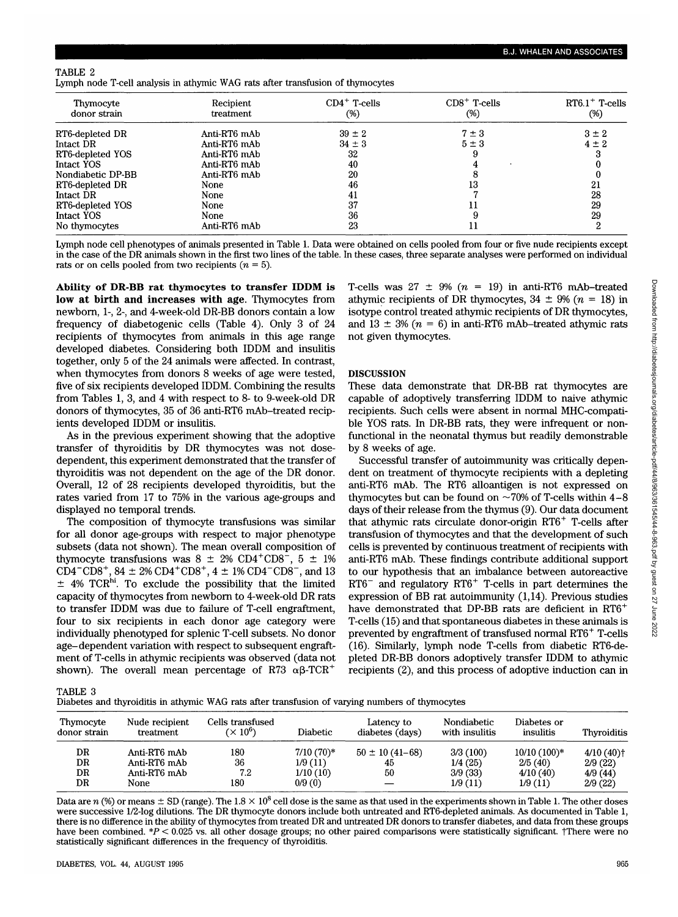TABLE 2
Lymph node T-cell analysis in athymic WAG rats after transfusion of thymocytes

| Thymocyte donor strain | Recipient treatment | $CD4^+$ T-cells (%) | $CD8^+$ T-cells (%) | $RT6.1^+$ T-cells (%) |
|---|---|---|---|---|
| RT6-depleted DR | Anti-RT6 mAb | 39 ± 2 | 7 ± 3 | 3 ± 2 |
| Intact DR | Anti-RT6 mAb | 34 ± 3 | 5 ± 3 | 4 ± 2 |
| RT6-depleted YOS | Anti-RT6 mAb | 32 | 9 | 3 |
| Intact YOS | Anti-RT6 mAb | 40 | 4 | 0 |
| Nondiabetic DP-BB | Anti-RT6 mAb | 20 | 8 | 0 |
| RT6-depleted DR | None | 46 | 13 | 21 |
| Intact DR | None | 41 | 7 | 28 |
| RT6-depleted YOS | None | 37 | 11 | 29 |
| Intact YOS | None | 36 | 9 | 29 |
| No thymocytes | Anti-RT6 mAb | 23 | 11 | 2 |

Lymph node cell phenotypes of animals presented in Table 1. Data were obtained on cells pooled from four or five nude recipients except in the case of the DR animals shown in the first two lines of the table. In these cases, three separate analyses were performed on individual rats or on cells pooled from two recipients ($n = 5$).

**Ability of DR-BB rat thymocytes to transfer IDDM is low at birth and increases with age.** Thymocytes from newborn, 1-, 2-, and 4-week-old DR-BB donors contain a low frequency of diabetogenic cells (Table 4). Only 3 of 24 recipients of thymocytes from animals in this age range developed diabetes. Considering both IDDM and insulitis together, only 5 of the 24 animals were affected. In contrast, when thymocytes from donors 8 weeks of age were tested, five of six recipients developed IDDM. Combining the results from Tables 1, 3, and 4 with respect to 8- to 9-week-old DR donors of thymocytes, 35 of 36 anti-RT6 mAb–treated recipients developed IDDM or insulitis.

As in the previous experiment showing that the adoptive transfer of thyroiditis by DR thymocytes was not dose-dependent, this experiment demonstrated that the transfer of thyroiditis was not dependent on the age of the DR donor. Overall, 12 of 28 recipients developed thyroiditis, but the rates varied from 17 to 75% in the various age-groups and displayed no temporal trends.

The composition of thymocyte transfusions was similar for all donor age-groups with respect to major phenotype subsets (data not shown). The mean overall composition of thymocyte transfusions was 8 ± 2% $CD4^+CD8^-$, 5 ± 1% $CD4^-CD8^+$, 84 ± 2% $CD4^+CD8^+$, 4 ± 1% $CD4^-CD8^-$, and 13 ± 4% $TCR^{hi}$. To exclude the possibility that the limited capacity of thymocytes from newborn to 4-week-old DR rats to transfer IDDM was due to failure of T-cell engraftment, four to six recipients in each donor age category were individually phenotyped for splenic T-cell subsets. No donor age–dependent variation with respect to subsequent engraftment of T-cells in athymic recipients was observed (data not shown). The overall mean percentage of R73 $\alpha\beta$-$TCR^+$ T-cells was 27 ± 9% ($n = 19$) in anti-RT6 mAb–treated athymic recipients of DR thymocytes, 34 ± 9% ($n = 18$) in isotype control treated athymic recipients of DR thymocytes, and 13 ± 3% ($n = 6$) in anti-RT6 mAb–treated athymic rats not given thymocytes.

## DISCUSSION

These data demonstrate that DR-BB rat thymocytes are capable of adoptively transferring IDDM to naive athymic recipients. Such cells were absent in normal MHC-compatible YOS rats. In DR-BB rats, they were infrequent or nonfunctional in the neonatal thymus but readily demonstrable by 8 weeks of age.

Successful transfer of autoimmunity was critically dependent on treatment of thymocyte recipients with a depleting anti-RT6 mAb. The RT6 alloantigen is not expressed on thymocytes but can be found on ~70% of T-cells within 4–8 days of their release from the thymus (9). Our data document that athymic rats circulate donor-origin $RT6^+$ T-cells after transfusion of thymocytes and that the development of such cells is prevented by continuous treatment of recipients with anti-RT6 mAb. These findings contribute additional support to our hypothesis that an imbalance between autoreactive $RT6^-$ and regulatory $RT6^+$ T-cells in part determines the expression of BB rat autoimmunity (1,14). Previous studies have demonstrated that DP-BB rats are deficient in $RT6^+$ T-cells (15) and that spontaneous diabetes in these animals is prevented by engraftment of transfused normal $RT6^+$ T-cells (16). Similarly, lymph node T-cells from diabetic RT6-depleted DR-BB donors adoptively transfer IDDM to athymic recipients (2), and this process of adoptive induction can in

TABLE 3
Diabetes and thyroiditis in athymic WAG rats after transfusion of varying numbers of thymocytes

| Thymocyte donor strain | Nude recipient treatment | Cells transfused ($\times 10^6$) | Diabetic | Latency to diabetes (days) | Nondiabetic with insulitis | Diabetes or insulitis | Thyroiditis |
|---|---|---|---|---|---|---|---|
| DR | Anti-RT6 mAb | 180 | 7/10 (70)* | 50 ± 10 (41–68) | 3/3 (100) | 10/10 (100)* | 4/10 (40)† |
| DR | Anti-RT6 mAb | 36 | 1/9 (11) | 45 | 1/4 (25) | 2/5 (40) | 2/9 (22) |
| DR | Anti-RT6 mAb | 7.2 | 1/10 (10) | 50 | 3/9 (33) | 4/10 (40) | 4/9 (44) |
| DR | None | 180 | 0/9 (0) | — | 1/9 (11) | 1/9 (11) | 2/9 (22) |

Data are $n$ (%) or means ± SD (range). The $1.8 \times 10^8$ cell dose is the same as that used in the experiments shown in Table 1. The other doses were successive 1/2-log dilutions. The DR thymocyte donors include both untreated and RT6-depleted animals. As documented in Table 1, there is no difference in the ability of thymocytes from treated DR and untreated DR donors to transfer diabetes, and data from these groups have been combined. *$P < 0.025$ vs. all other dosage groups; no other paired comparisons were statistically significant. †There were no statistically significant differences in the frequency of thyroiditis.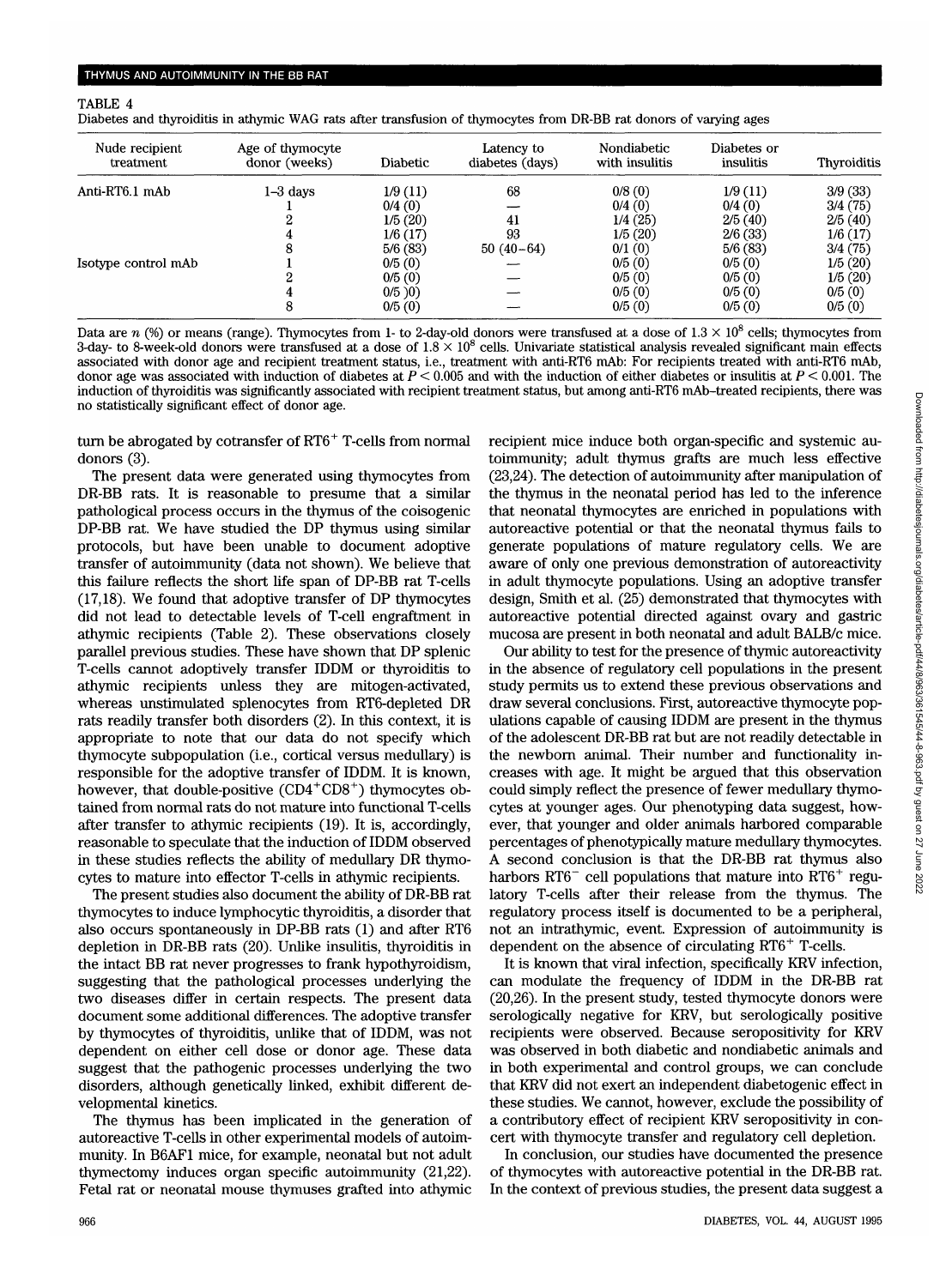TABLE 4
Diabetes and thyroiditis in athymic WAG rats after transfusion of thymocytes from DR-BB rat donors of varying ages

| Nude recipient treatment | Age of thymocyte donor (weeks) | Diabetic | Latency to diabetes (days) | Nondiabetic with insulitis | Diabetes or insulitis | Thyroiditis |
|---|---|---|---|---|---|---|
| Anti-RT6.1 mAb | 1–3 days | 1/9 (11) | 68 | 0/8 (0) | 1/9 (11) | 3/9 (33) |
| | 1 | 0/4 (0) | — | 0/4 (0) | 0/4 (0) | 3/4 (75) |
| | 2 | 1/5 (20) | 41 | 1/4 (25) | 2/5 (40) | 2/5 (40) |
| | 4 | 1/6 (17) | 93 | 1/5 (20) | 2/6 (33) | 1/6 (17) |
| | 8 | 5/6 (83) | 50 (40–64) | 0/1 (0) | 5/6 (83) | 3/4 (75) |
| Isotype control mAb | 1 | 0/5 (0) | — | 0/5 (0) | 0/5 (0) | 1/5 (20) |
| | 2 | 0/5 (0) | — | 0/5 (0) | 0/5 (0) | 1/5 (20) |
| | 4 | 0/5 )0) | — | 0/5 (0) | 0/5 (0) | 0/5 (0) |
| | 8 | 0/5 (0) | — | 0/5 (0) | 0/5 (0) | 0/5 (0) |

Data are $n$ (%) or means (range). Thymocytes from 1- to 2-day-old donors were transfused at a dose of $1.3 \times 10^8$ cells; thymocytes from 3-day- to 8-week-old donors were transfused at a dose of $1.8 \times 10^8$ cells. Univariate statistical analysis revealed significant main effects associated with donor age and recipient treatment status, i.e., treatment with anti-RT6 mAb: For recipients treated with anti-RT6 mAb, donor age was associated with induction of diabetes at $P < 0.005$ and with the induction of either diabetes or insulitis at $P < 0.001$. The induction of thyroiditis was significantly associated with recipient treatment status, but among anti-RT6 mAb–treated recipients, there was no statistically significant effect of donor age.

turn be abrogated by cotransfer of RT6$^+$ T-cells from normal donors (3).

The present data were generated using thymocytes from DR-BB rats. It is reasonable to presume that a similar pathological process occurs in the thymus of the coisogenic DP-BB rat. We have studied the DP thymus using similar protocols, but have been unable to document adoptive transfer of autoimmunity (data not shown). We believe that this failure reflects the short life span of DP-BB rat T-cells (17,18). We found that adoptive transfer of DP thymocytes did not lead to detectable levels of T-cell engraftment in athymic recipients (Table 2). These observations closely parallel previous studies. These have shown that DP splenic T-cells cannot adoptively transfer IDDM or thyroiditis to athymic recipients unless they are mitogen-activated, whereas unstimulated splenocytes from RT6-depleted DR rats readily transfer both disorders (2). In this context, it is appropriate to note that our data do not specify which thymocyte subpopulation (i.e., cortical versus medullary) is responsible for the adoptive transfer of IDDM. It is known, however, that double-positive (CD4$^+$CD8$^+$) thymocytes obtained from normal rats do not mature into functional T-cells after transfer to athymic recipients (19). It is, accordingly, reasonable to speculate that the induction of IDDM observed in these studies reflects the ability of medullary DR thymocytes to mature into effector T-cells in athymic recipients.

The present studies also document the ability of DR-BB rat thymocytes to induce lymphocytic thyroiditis, a disorder that also occurs spontaneously in DP-BB rats (1) and after RT6 depletion in DR-BB rats (20). Unlike insulitis, thyroiditis in the intact BB rat never progresses to frank hypothyroidism, suggesting that the pathological processes underlying the two diseases differ in certain respects. The present data document some additional differences. The adoptive transfer by thymocytes of thyroiditis, unlike that of IDDM, was not dependent on either cell dose or donor age. These data suggest that the pathogenic processes underlying the two disorders, although genetically linked, exhibit different developmental kinetics.

The thymus has been implicated in the generation of autoreactive T-cells in other experimental models of autoimmunity. In B6AF1 mice, for example, neonatal but not adult thymectomy induces organ specific autoimmunity (21,22). Fetal rat or neonatal mouse thymuses grafted into athymic recipient mice induce both organ-specific and systemic autoimmunity; adult thymus grafts are much less effective (23,24). The detection of autoimmunity after manipulation of the thymus in the neonatal period has led to the inference that neonatal thymocytes are enriched in populations with autoreactive potential or that the neonatal thymus fails to generate populations of mature regulatory cells. We are aware of only one previous demonstration of autoreactivity in adult thymocyte populations. Using an adoptive transfer design, Smith et al. (25) demonstrated that thymocytes with autoreactive potential directed against ovary and gastric mucosa are present in both neonatal and adult BALB/c mice.

Our ability to test for the presence of thymic autoreactivity in the absence of regulatory cell populations in the present study permits us to extend these previous observations and draw several conclusions. First, autoreactive thymocyte populations capable of causing IDDM are present in the thymus of the adolescent DR-BB rat but are not readily detectable in the newborn animal. Their number and functionality increases with age. It might be argued that this observation could simply reflect the presence of fewer medullary thymocytes at younger ages. Our phenotyping data suggest, however, that younger and older animals harbored comparable percentages of phenotypically mature medullary thymocytes. A second conclusion is that the DR-BB rat thymus also harbors RT6$^-$ cell populations that mature into RT6$^+$ regulatory T-cells after their release from the thymus. The regulatory process itself is documented to be a peripheral, not an intrathymic, event. Expression of autoimmunity is dependent on the absence of circulating RT6$^+$ T-cells.

It is known that viral infection, specifically KRV infection, can modulate the frequency of IDDM in the DR-BB rat (20,26). In the present study, tested thymocyte donors were serologically negative for KRV, but serologically positive recipients were observed. Because seropositivity for KRV was observed in both diabetic and nondiabetic animals and in both experimental and control groups, we can conclude that KRV did not exert an independent diabetogenic effect in these studies. We cannot, however, exclude the possibility of a contributory effect of recipient KRV seropositivity in concert with thymocyte transfer and regulatory cell depletion.

In conclusion, our studies have documented the presence of thymocytes with autoreactive potential in the DR-BB rat. In the context of previous studies, the present data suggest a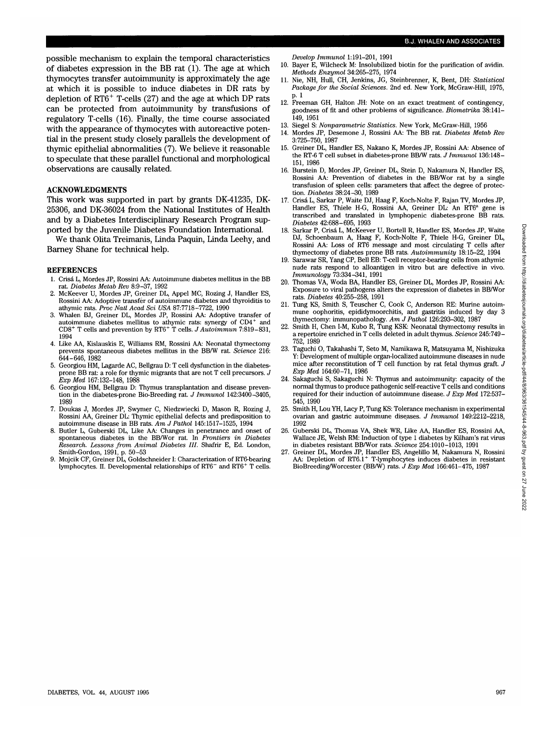possible mechanism to explain the temporal characteristics of diabetes expression in the BB rat (1). The age at which thymocytes transfer autoimmunity is approximately the age at which it is possible to induce diabetes in DR rats by depletion of RT6$^{+}$ T-cells (27) and the age at which DP rats can be protected from autoimmunity by transfusions of regulatory T-cells (16). Finally, the time course associated with the appearance of thymocytes with autoreactive potential in the present study closely parallels the development of thymic epithelial abnormalities (7). We believe it reasonable to speculate that these parallel functional and morphological observations are causally related.

## ACKNOWLEDGMENTS

This work was supported in part by grants DK-41235, DK-25306, and DK-36024 from the National Institutes of Health and by a Diabetes Interdisciplinary Research Program supported by the Juvenile Diabetes Foundation International.

We thank Olita Treimanis, Linda Paquin, Linda Leehy, and Barney Shane for technical help.

## REFERENCES

1. Crisá L, Mordes JP, Rossini AA: Autoimmune diabetes mellitus in the BB rat. *Diabetes Metab Rev* 8:9–37, 1992
2. McKeever U, Mordes JP, Greiner DL, Appel MC, Rozing J, Handler ES, Rossini AA: Adoptive transfer of autoimmune diabetes and thyroiditis to athymic rats. *Proc Natl Acad Sci USA* 87:7718–7722, 1990
3. Whalen BJ, Greiner DL, Mordes JP, Rossini AA: Adoptive transfer of autoimmune diabetes mellitus to athymic rats: synergy of CD4$^{+}$ and CD8$^{+}$ T cells and prevention by RT6$^{+}$ T cells. *J Autoimmun* 7:819–831, 1994
4. Like AA, Kislauskis E, Williams RM, Rossini AA: Neonatal thymectomy prevents spontaneous diabetes mellitus in the BB/W rat. *Science* 216: 644–646, 1982
5. Georgiou HM, Lagarde AC, Bellgrau D: T cell dysfunction in the diabetes-prone BB rat: a role for thymic migrants that are not T cell precursors. *J Exp Med* 167:132–148, 1988
6. Georgiou HM, Bellgrau D: Thymus transplantation and disease prevention in the diabetes-prone Bio-Breeding rat. *J Immunol* 142:3400–3405, 1989
7. Doukas J, Mordes JP, Swymer C, Niedzwiecki D, Mason R, Rozing J, Rossini AA, Greiner DL: Thymic epithelial defects and predisposition to autoimmune disease in BB rats. *Am J Pathol* 145:1517–1525, 1994
8. Butler L, Guberski DL, Like AA: Changes in penetrance and onset of spontaneous diabetes in the BB/Wor rat. In *Frontiers in Diabetes Research. Lessons from Animal Diabetes III*. Shafrir E, Ed. London, Smith-Gordon, 1991, p. 50–53
9. Mojcik CF, Greiner DL, Goldschneider I: Characterization of RT6-bearing lymphocytes. II. Developmental relationships of RT6$^{-}$ and RT6$^{+}$ T cells. *Develop Immunol* 1:191–201, 1991
10. Bayer E, Wilcheck M: Insolubilized biotin for the purification of avidin. *Methods Enzymol* 34:265–275, 1974
11. Nie, NH, Hull, CH, Jenkins, JG, Steinbrenner, K, Bent, DH: *Statistical Package for the Social Sciences*. 2nd ed. New York, McGraw-Hill, 1975, p. 1
12. Freeman GH, Halton JH: Note on an exact treatment of contingency, goodness of fit and other problems of significance. *Biometrika* 38:141–149, 1951
13. Siegel S: *Nonparametric Statistics*. New York, McGraw-Hill, 1956
14. Mordes JP, Desemone J, Rossini AA: The BB rat. *Diabetes Metab Rev* 3:725–750, 1987
15. Greiner DL, Handler ES, Nakano K, Mordes JP, Rossini AA: Absence of the RT-6 T cell subset in diabetes-prone BB/W rats. *J Immunol* 136:148–151, 1986
16. Burstein D, Mordes JP, Greiner DL, Stein D, Nakamura N, Handler ES, Rossini AA: Prevention of diabetes in the BB/Wor rat by a single transfusion of spleen cells: parameters that affect the degree of protection. *Diabetes* 38:24–30, 1989
17. Crisá L, Sarkar P, Waite DJ, Haag F, Koch-Nolte F, Rajan TV, Mordes JP, Handler ES, Thiele H-G, Rossini AA, Greiner DL: An RT6$^{a}$ gene is transcribed and translated in lymphopenic diabetes-prone BB rats. *Diabetes* 42:688–695, 1993
18. Sarkar P, Crisá L, McKeever U, Bortell R, Handler ES, Mordes JP, Waite DJ, Schoenbaum A, Haag F, Koch-Nolte F, Thiele H-G, Greiner DL, Rossini AA: Loss of RT6 message and most circulating T cells after thymectomy of diabetes prone BB rats. *Autoimmunity* 18:15–22, 1994
19. Sarawar SR, Yang CP, Bell EB: T-cell receptor-bearing cells from athymic nude rats respond to alloantigen in vitro but are defective in vivo. *Immunology* 73:334–341, 1991
20. Thomas VA, Woda BA, Handler ES, Greiner DL, Mordes JP, Rossini AA: Exposure to viral pathogens alters the expression of diabetes in BB/Wor rats. *Diabetes* 40:255–258, 1991
21. Tung KS, Smith S, Teuscher C, Cook C, Anderson RE: Murine autoimmune oophoritis, epididymoorchitis, and gastritis induced by day 3 thymectomy: immunopathology. *Am J Pathol* 126:293–302, 1987
22. Smith H, Chen I-M, Kubo R, Tung KSK: Neonatal thymectomy results in a repertoire enriched in T cells deleted in adult thymus. *Science* 245:749–752, 1989
23. Taguchi O, Takahashi T, Seto M, Namikawa R, Matsuyama M, Nishizuka Y: Development of multiple organ-localized autoimmune diseases in nude mice after reconstitution of T cell function by rat fetal thymus graft. *J Exp Med* 164:60–71, 1986
24. Sakaguchi S, Sakaguchi N: Thymus and autoimmunity: capacity of the normal thymus to produce pathogenic self-reactive T cells and conditions required for their induction of autoimmune disease. *J Exp Med* 172:537–545, 1990
25. Smith H, Lou YH, Lacy P, Tung KS: Tolerance mechanism in experimental ovarian and gastric autoimmune diseases. *J Immunol* 149:2212–2218, 1992
26. Guberski DL, Thomas VA, Shek WR, Like AA, Handler ES, Rossini AA, Wallace JE, Welsh RM: Induction of type 1 diabetes by Kilham's rat virus in diabetes resistant BB/Wor rats. *Science* 254:1010–1013, 1991
27. Greiner DL, Mordes JP, Handler ES, Angelillo M, Nakamura N, Rossini AA: Depletion of RT6.1$^{+}$ T-lymphocytes induces diabetes in resistant BioBreeding/Worcester (BB/W) rats. *J Exp Med* 166:461–475, 1987